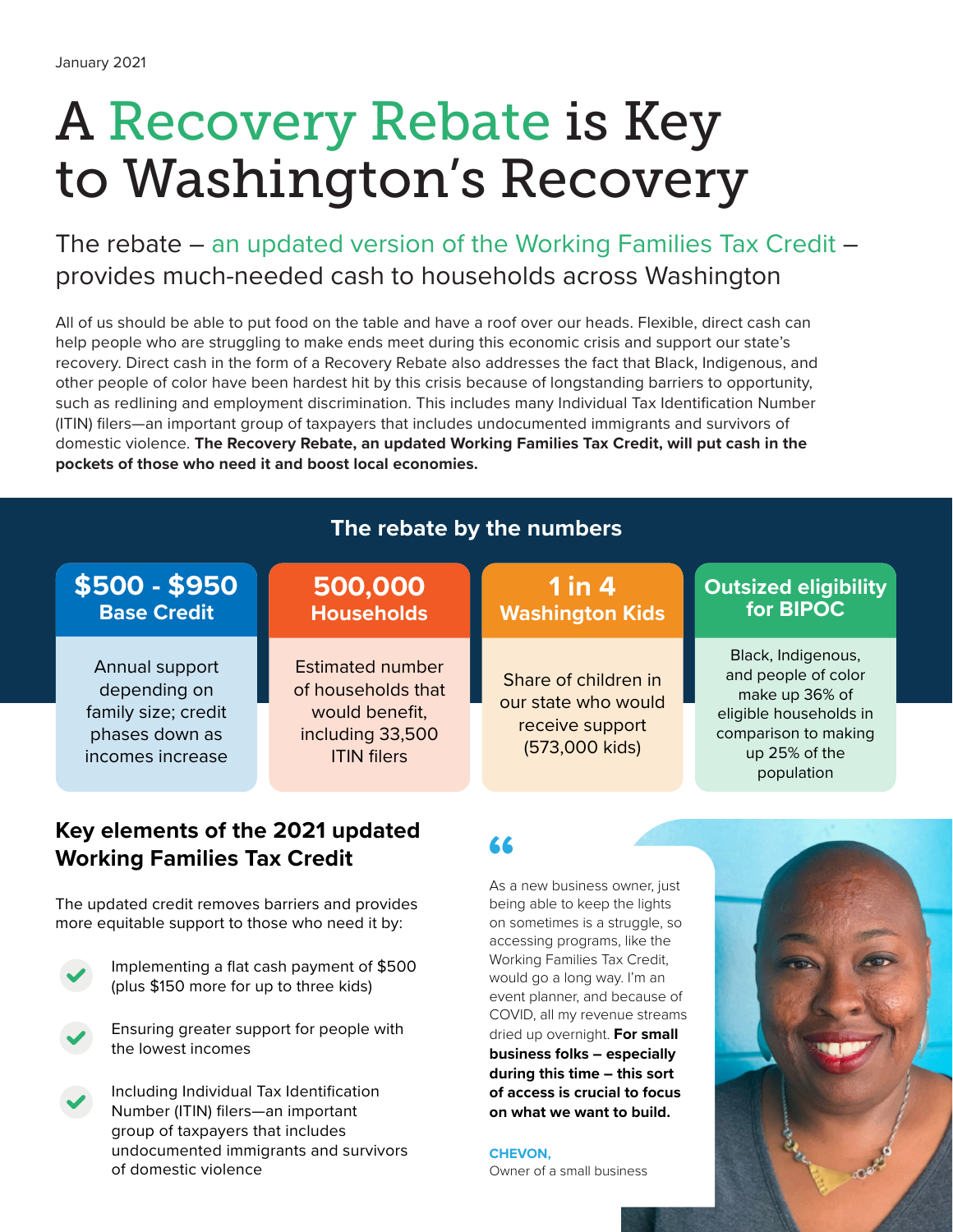January 2021

# A Recovery Rebate is Key to Washington's Recovery

## The rebate – an updated version of the Working Families Tax Credit – provides much-needed cash to households across Washington

All of us should be able to put food on the table and have a roof over our heads. Flexible, direct cash can help people who are struggling to make ends meet during this economic crisis and support our state's recovery. Direct cash in the form of a Recovery Rebate also addresses the fact that Black, Indigenous, and other people of color have been hardest hit by this crisis because of longstanding barriers to opportunity, such as redlining and employment discrimination. This includes many Individual Tax Identification Number (ITIN) filers—an important group of taxpayers that includes undocumented immigrants and survivors of domestic violence. **The Recovery Rebate, an updated Working Families Tax Credit, will put cash in the pockets of those who need it and boost local economies.**

### The rebate by the numbers

**$500 - $950 Base Credit**

Annual support depending on family size; credit phases down as incomes increase

**500,000 Households**

Estimated number of households that would benefit, including 33,500 ITIN filers

**1 in 4 Washington Kids**

Share of children in our state who would receive support (573,000 kids)

**Outsized eligibility for BIPOC**

Black, Indigenous, and people of color make up 36% of eligible households in comparison to making up 25% of the population

### Key elements of the 2021 updated Working Families Tax Credit

The updated credit removes barriers and provides more equitable support to those who need it by:

- Implementing a flat cash payment of $500 (plus $150 more for up to three kids)
- Ensuring greater support for people with the lowest incomes
- Including Individual Tax Identification Number (ITIN) filers—an important group of taxpayers that includes undocumented immigrants and survivors of domestic violence

> "As a new business owner, just being able to keep the lights on sometimes is a struggle, so accessing programs, like the Working Families Tax Credit, would go a long way. I'm an event planner, and because of COVID, all my revenue streams dried up overnight. **For small business folks – especially during this time – this sort of access is crucial to focus on what we want to build.**"
>
> **CHEVON,**
> Owner of a small business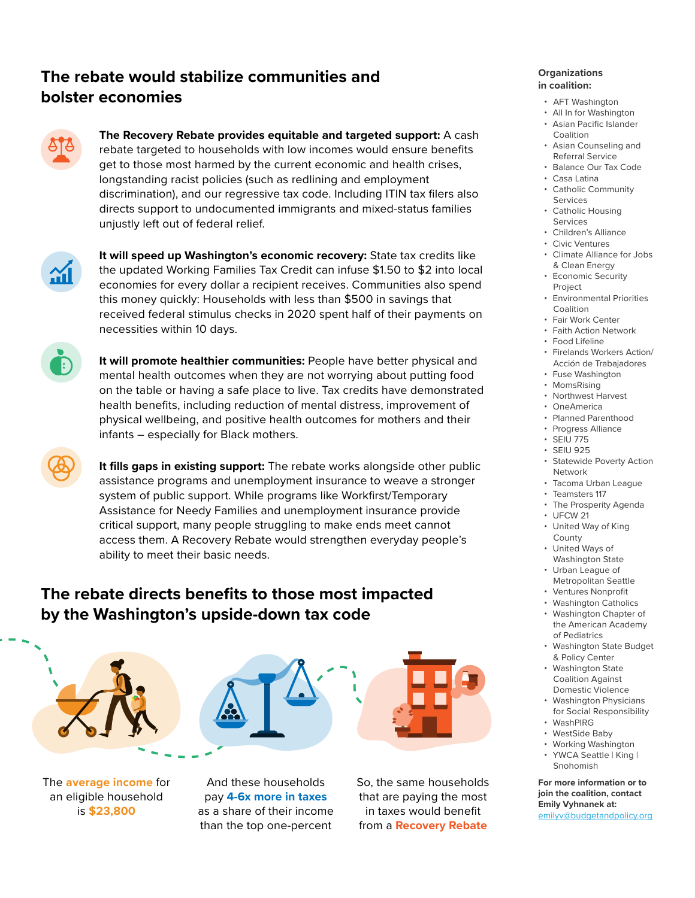## The rebate would stabilize communities and bolster economies

**The Recovery Rebate provides equitable and targeted support:** A cash rebate targeted to households with low incomes would ensure benefits get to those most harmed by the current economic and health crises, longstanding racist policies (such as redlining and employment discrimination), and our regressive tax code. Including ITIN tax filers also directs support to undocumented immigrants and mixed-status families unjustly left out of federal relief.

**It will speed up Washington's economic recovery:** State tax credits like the updated Working Families Tax Credit can infuse $1.50 to $2 into local economies for every dollar a recipient receives. Communities also spend this money quickly: Households with less than $500 in savings that received federal stimulus checks in 2020 spent half of their payments on necessities within 10 days.

**It will promote healthier communities:** People have better physical and mental health outcomes when they are not worrying about putting food on the table or having a safe place to live. Tax credits have demonstrated health benefits, including reduction of mental distress, improvement of physical wellbeing, and positive health outcomes for mothers and their infants – especially for Black mothers.

**It fills gaps in existing support:** The rebate works alongside other public assistance programs and unemployment insurance to weave a stronger system of public support. While programs like Workfirst/Temporary Assistance for Needy Families and unemployment insurance provide critical support, many people struggling to make ends meet cannot access them. A Recovery Rebate would strengthen everyday people's ability to meet their basic needs.

## The rebate directs benefits to those most impacted by the Washington's upside-down tax code

The **average income** for an eligible household is **$23,800**

And these households pay **4-6x more in taxes** as a share of their income than the top one-percent

So, the same households that are paying the most in taxes would benefit from a **Recovery Rebate**

**Organizations in coalition:**

- AFT Washington
- All In for Washington
- Asian Pacific Islander Coalition
- Asian Counseling and Referral Service
- Balance Our Tax Code
- Casa Latina
- Catholic Community Services
- Catholic Housing Services
- Children's Alliance
- Civic Ventures
- Climate Alliance for Jobs & Clean Energy
- Economic Security Project
- Environmental Priorities Coalition
- Fair Work Center
- Faith Action Network
- Food Lifeline
- Firelands Workers Action/ Acción de Trabajadores
- Fuse Washington
- MomsRising
- Northwest Harvest
- OneAmerica
- Planned Parenthood
- Progress Alliance
- SEIU 775
- SEIU 925
- Statewide Poverty Action Network
- Tacoma Urban League
- Teamsters 117
- The Prosperity Agenda
- UFCW 21
- United Way of King County
- United Ways of Washington State
- Urban League of Metropolitan Seattle
- Ventures Nonprofit
- Washington Catholics
- Washington Chapter of the American Academy of Pediatrics
- Washington State Budget & Policy Center
- Washington State Coalition Against Domestic Violence
- Washington Physicians for Social Responsibility
- WashPIRG
- WestSide Baby
- Working Washington
- YWCA Seattle | King | Snohomish

**For more information or to join the coalition, contact Emily Vyhnanek at:**
emilyv@budgetandpolicy.org